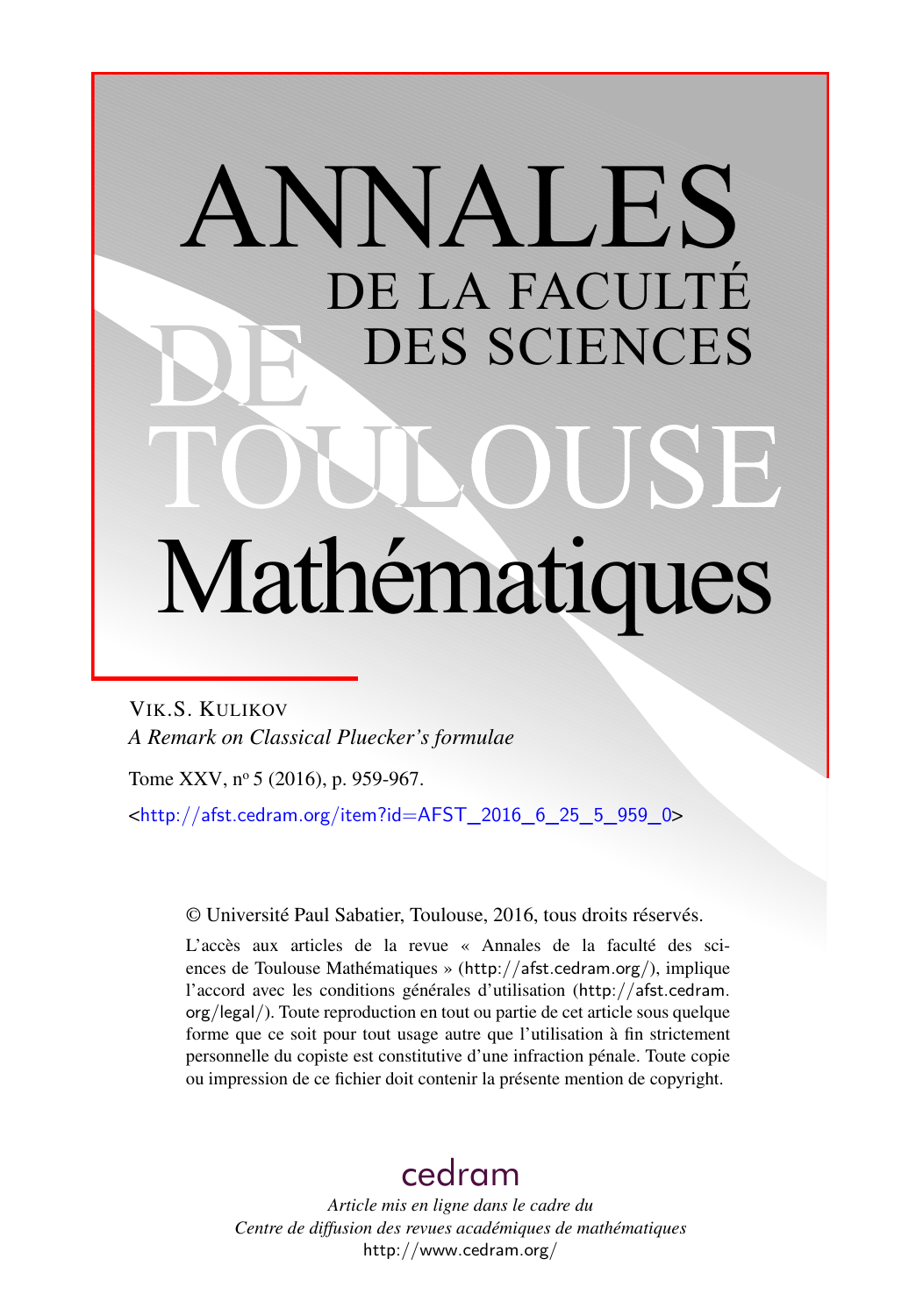# ANNALES DE LA FACULTÉ DES SCIENCES DE TOULOUSE Mathématiques

VIK.S. KULIKOV

*A Remark on Classical Pluecker's formulae*

Tome XXV, nº 5 (2016), p. 959-967.

<http://afst.cedram.org/item?id=AFST_2016_6_25_5_959_0>

© Université Paul Sabatier, Toulouse, 2016, tous droits réservés.

L'accès aux articles de la revue « Annales de la faculté des sciences de Toulouse Mathématiques » (http://afst.cedram.org/), implique l'accord avec les conditions générales d'utilisation (http://afst.cedram.org/legal/). Toute reproduction en tout ou partie de cet article sous quelque forme que ce soit pour tout usage autre que l'utilisation à fin strictement personnelle du copiste est constitutive d'une infraction pénale. Toute copie ou impression de ce fichier doit contenir la présente mention de copyright.

cedram

*Article mis en ligne dans le cadre du*
*Centre de diffusion des revues académiques de mathématiques*
http://www.cedram.org/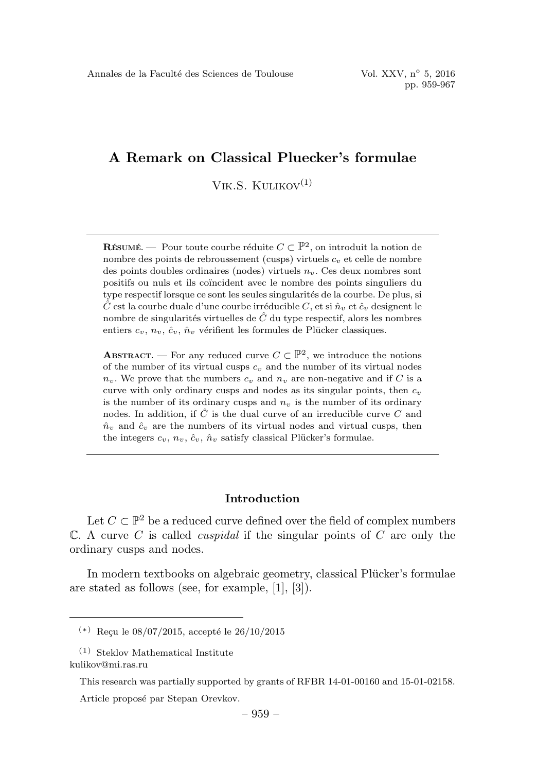# A Remark on Classical Pluecker's formulae

Vik.S. Kulikov[(1)]

**Résumé.** — Pour toute courbe réduite $C \subset \mathbb{P}^2$, on introduit la notion de nombre des points de rebroussement (cusps) virtuels $c_v$ et celle de nombre des points doubles ordinaires (nodes) virtuels $n_v$. Ces deux nombres sont positifs ou nuls et ils coïncident avec le nombre des points singuliers du type respectif lorsque ce sont les seules singularités de la courbe. De plus, si $\hat{C}$ est la courbe duale d'une courbe irréductible $C$, et si $\hat{n}_v$ et $\hat{c}_v$ designent le nombre de singularités virtuelles de $\hat{C}$ du type respectif, alors les nombres entiers $c_v$, $n_v$, $\hat{c}_v$, $\hat{n}_v$ vérifient les formules de Plücker classiques.

**Abstract.** — For any reduced curve $C \subset \mathbb{P}^2$, we introduce the notions of the number of its virtual cusps $c_v$ and the number of its virtual nodes $n_v$. We prove that the numbers $c_v$ and $n_v$ are non-negative and if $C$ is a curve with only ordinary cusps and nodes as its singular points, then $c_v$ is the number of its ordinary cusps and $n_v$ is the number of its ordinary nodes. In addition, if $\hat{C}$ is the dual curve of an irreducible curve $C$ and $\hat{n}_v$ and $\hat{c}_v$ are the numbers of its virtual nodes and virtual cusps, then the integers $c_v$, $n_v$, $\hat{c}_v$, $\hat{n}_v$ satisfy classical Plücker's formulae.

## Introduction

Let $C \subset \mathbb{P}^2$ be a reduced curve defined over the field of complex numbers $\mathbb{C}$. A curve $C$ is called *cuspidal* if the singular points of $C$ are only the ordinary cusps and nodes.

In modern textbooks on algebraic geometry, classical Plücker's formulae are stated as follows (see, for example, [1], [3]).

---

(*) Reçu le 08/07/2015, accepté le 26/10/2015

(1) Steklov Mathematical Institute
kulikov@mi.ras.ru

This research was partially supported by grants of RFBR 14-01-00160 and 15-01-02158.

Article proposé par Stepan Orevkov.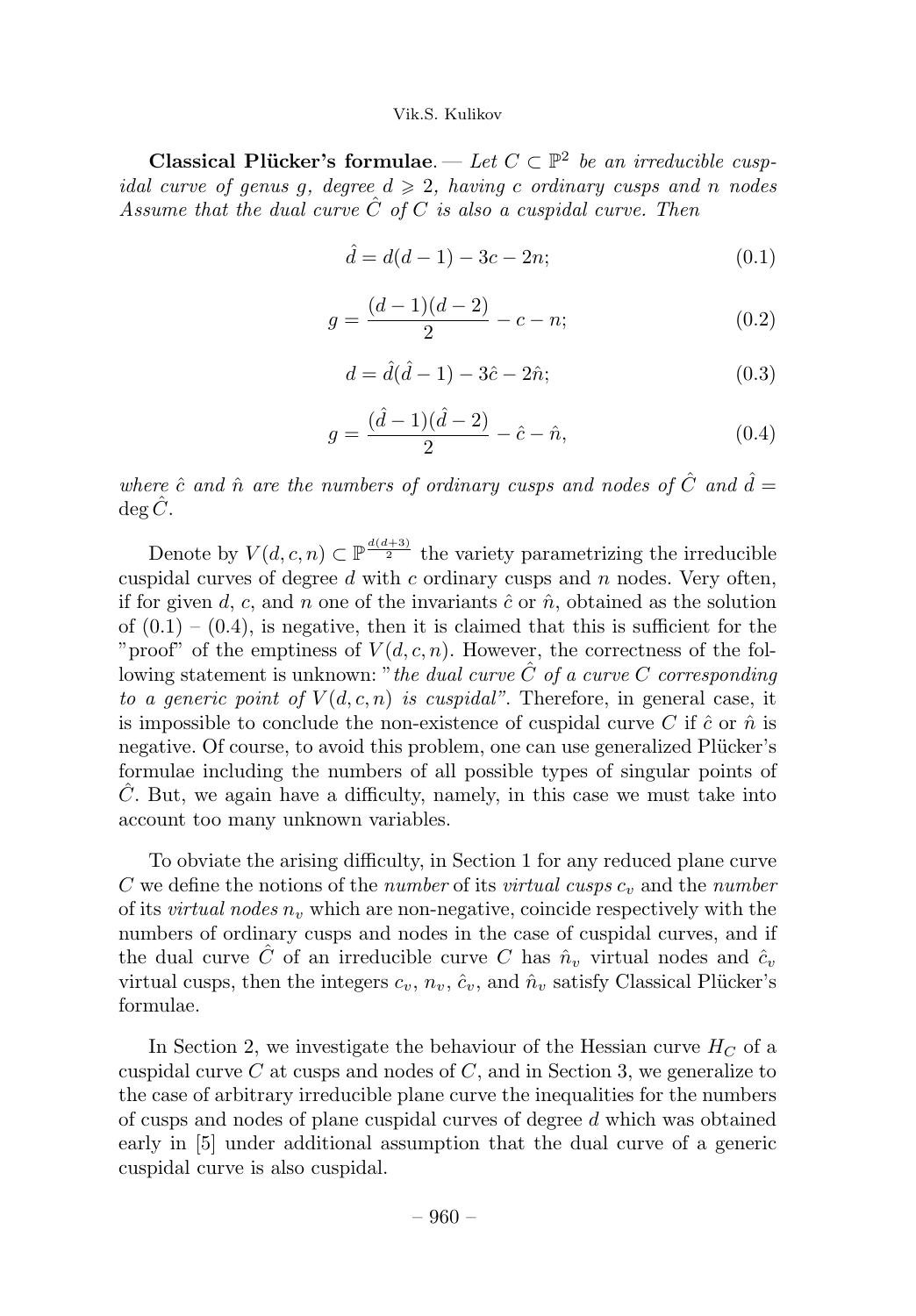**Classical Plücker's formulae**. — *Let $C \subset \mathbb{P}^2$ be an irreducible cuspidal curve of genus $g$, degree $d \geqslant 2$, having $c$ ordinary cusps and $n$ nodes Assume that the dual curve $\hat{C}$ of $C$ is also a cuspidal curve. Then*

$$\hat{d} = d(d-1) - 3c - 2n; \tag{0.1}$$

$$g = \frac{(d-1)(d-2)}{2} - c - n; \tag{0.2}$$

$$d = \hat{d}(\hat{d}-1) - 3\hat{c} - 2\hat{n}; \tag{0.3}$$

$$g = \frac{(\hat{d}-1)(\hat{d}-2)}{2} - \hat{c} - \hat{n}, \tag{0.4}$$

*where $\hat{c}$ and $\hat{n}$ are the numbers of ordinary cusps and nodes of $\hat{C}$ and $\hat{d} = \deg \hat{C}$.*

Denote by $V(d,c,n) \subset \mathbb{P}^{\frac{d(d+3)}{2}}$ the variety parametrizing the irreducible cuspidal curves of degree $d$ with $c$ ordinary cusps and $n$ nodes. Very often, if for given $d$, $c$, and $n$ one of the invariants $\hat{c}$ or $\hat{n}$, obtained as the solution of (0.1) – (0.4), is negative, then it is claimed that this is sufficient for the "proof" of the emptiness of $V(d,c,n)$. However, the correctness of the following statement is unknown: "*the dual curve $\hat{C}$ of a curve $C$ corresponding to a generic point of $V(d,c,n)$ is cuspidal*". Therefore, in general case, it is impossible to conclude the non-existence of cuspidal curve $C$ if $\hat{c}$ or $\hat{n}$ is negative. Of course, to avoid this problem, one can use generalized Plücker's formulae including the numbers of all possible types of singular points of $\hat{C}$. But, we again have a difficulty, namely, in this case we must take into account too many unknown variables.

To obviate the arising difficulty, in Section 1 for any reduced plane curve $C$ we define the notions of the *number* of its *virtual cusps* $c_v$ and the *number* of its *virtual nodes* $n_v$ which are non-negative, coincide respectively with the numbers of ordinary cusps and nodes in the case of cuspidal curves, and if the dual curve $\hat{C}$ of an irreducible curve $C$ has $\hat{n}_v$ virtual nodes and $\hat{c}_v$ virtual cusps, then the integers $c_v$, $n_v$, $\hat{c}_v$, and $\hat{n}_v$ satisfy Classical Plücker's formulae.

In Section 2, we investigate the behaviour of the Hessian curve $H_C$ of a cuspidal curve $C$ at cusps and nodes of $C$, and in Section 3, we generalize to the case of arbitrary irreducible plane curve the inequalities for the numbers of cusps and nodes of plane cuspidal curves of degree $d$ which was obtained early in [5] under additional assumption that the dual curve of a generic cuspidal curve is also cuspidal.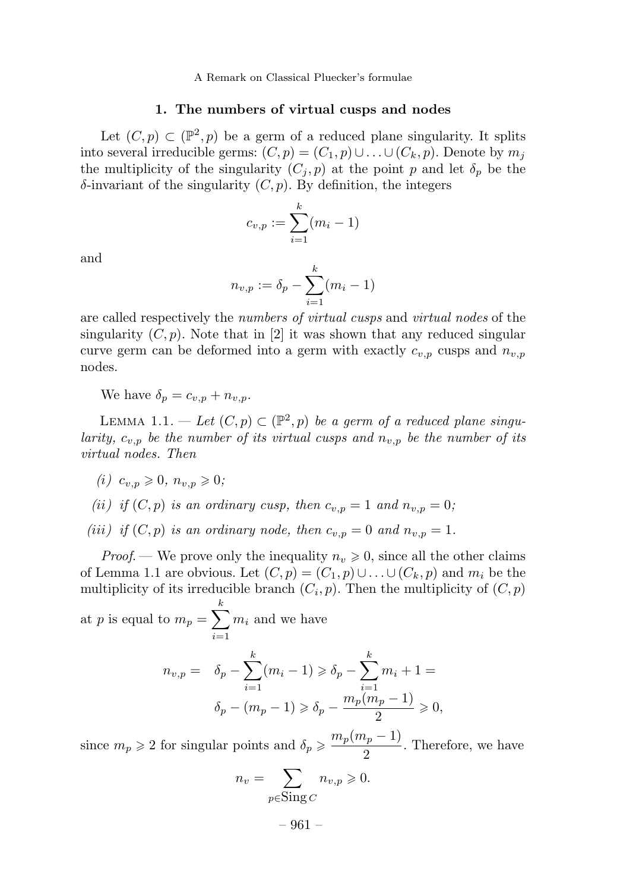## 1. The numbers of virtual cusps and nodes

Let $(C,p) \subset (\mathbb{P}^2, p)$ be a germ of a reduced plane singularity. It splits into several irreducible germs: $(C,p) = (C_1,p) \cup \ldots \cup (C_k,p)$. Denote by $m_j$ the multiplicity of the singularity $(C_j,p)$ at the point $p$ and let $\delta_p$ be the $\delta$-invariant of the singularity $(C,p)$. By definition, the integers

$$c_{v,p} := \sum_{i=1}^{k} (m_i - 1)$$

and

$$n_{v,p} := \delta_p - \sum_{i=1}^{k} (m_i - 1)$$

are called respectively the *numbers of virtual cusps* and *virtual nodes* of the singularity $(C,p)$. Note that in [2] it was shown that any reduced singular curve germ can be deformed into a germ with exactly $c_{v,p}$ cusps and $n_{v,p}$ nodes.

We have $\delta_p = c_{v,p} + n_{v,p}$.

LEMMA 1.1. — *Let $(C,p) \subset (\mathbb{P}^2, p)$ be a germ of a reduced plane singularity, $c_{v,p}$ be the number of its virtual cusps and $n_{v,p}$ be the number of its virtual nodes. Then*

*(i) $c_{v,p} \geqslant 0$, $n_{v,p} \geqslant 0$;*

*(ii) if $(C,p)$ is an ordinary cusp, then $c_{v,p} = 1$ and $n_{v,p} = 0$;*

*(iii) if $(C,p)$ is an ordinary node, then $c_{v,p} = 0$ and $n_{v,p} = 1$.*

*Proof.* — We prove only the inequality $n_v \geqslant 0$, since all the other claims of Lemma 1.1 are obvious. Let $(C,p) = (C_1,p) \cup \ldots \cup (C_k,p)$ and $m_i$ be the multiplicity of its irreducible branch $(C_i,p)$. Then the multiplicity of $(C,p)$ at $p$ is equal to $m_p = \sum_{i=1}^{k} m_i$ and we have

$$\begin{aligned} n_{v,p} = \quad & \delta_p - \sum_{i=1}^{k} (m_i - 1) \geqslant \delta_p - \sum_{i=1}^{k} m_i + 1 = \\ & \delta_p - (m_p - 1) \geqslant \delta_p - \frac{m_p(m_p - 1)}{2} \geqslant 0, \end{aligned}$$

since $m_p \geqslant 2$ for singular points and $\delta_p \geqslant \dfrac{m_p(m_p-1)}{2}$. Therefore, we have

$$n_v = \sum_{p \in \operatorname{Sing} C} n_{v,p} \geqslant 0.$$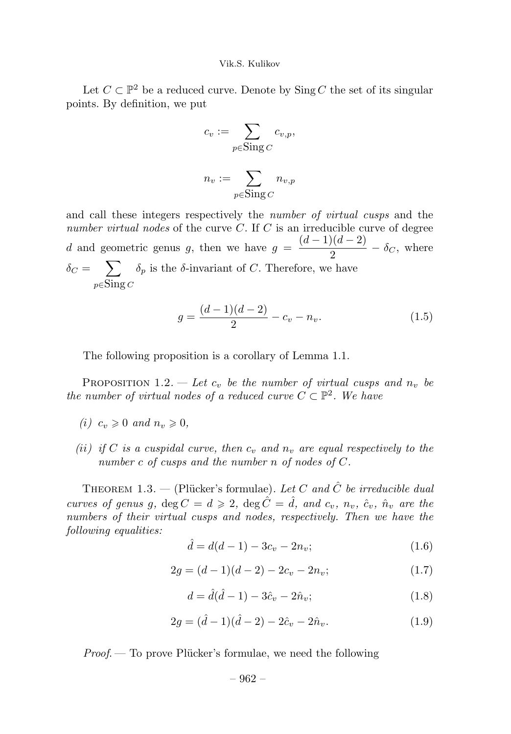Let $C \subset \mathbb{P}^2$ be a reduced curve. Denote by $\operatorname{Sing} C$ the set of its singular points. By definition, we put

$$c_v := \sum_{p \in \operatorname{Sing} C} c_{v,p},$$

$$n_v := \sum_{p \in \operatorname{Sing} C} n_{v,p}$$

and call these integers respectively the *number of virtual cusps* and the *number virtual nodes* of the curve $C$. If $C$ is an irreducible curve of degree $d$ and geometric genus $g$, then we have $g = \dfrac{(d-1)(d-2)}{2} - \delta_C$, where $\delta_C = \sum_{p \in \operatorname{Sing} C} \delta_p$ is the $\delta$-invariant of $C$. Therefore, we have

$$g = \frac{(d-1)(d-2)}{2} - c_v - n_v. \tag{1.5}$$

The following proposition is a corollary of Lemma 1.1.

Proposition 1.2. — *Let $c_v$ be the number of virtual cusps and $n_v$ be the number of virtual nodes of a reduced curve $C \subset \mathbb{P}^2$. We have*

*(i) $c_v \geqslant 0$ and $n_v \geqslant 0$,*

*(ii) if $C$ is a cuspidal curve, then $c_v$ and $n_v$ are equal respectively to the number $c$ of cusps and the number $n$ of nodes of $C$.*

Theorem 1.3. — (Plücker's formulae). *Let $C$ and $\hat{C}$ be irreducible dual curves of genus $g$, $\deg C = d \geqslant 2$, $\deg \hat{C} = \hat{d}$, and $c_v$, $n_v$, $\hat{c}_v$, $\hat{n}_v$ are the numbers of their virtual cusps and nodes, respectively. Then we have the following equalities:*

$$\hat{d} = d(d-1) - 3c_v - 2n_v; \tag{1.6}$$

$$2g = (d-1)(d-2) - 2c_v - 2n_v; \tag{1.7}$$

$$d = \hat{d}(\hat{d}-1) - 3\hat{c}_v - 2\hat{n}_v; \tag{1.8}$$

$$2g = (\hat{d}-1)(\hat{d}-2) - 2\hat{c}_v - 2\hat{n}_v. \tag{1.9}$$

*Proof.* — To prove Plücker's formulae, we need the following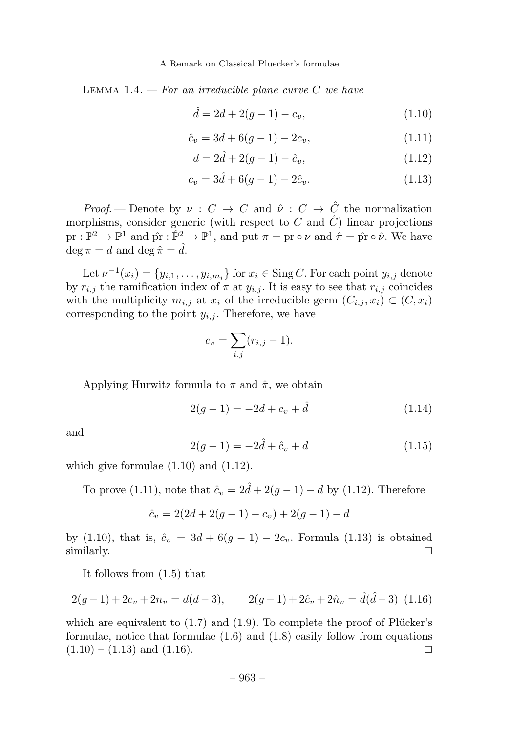LEMMA 1.4. — *For an irreducible plane curve $C$ we have*

$$\hat{d} = 2d + 2(g-1) - c_v, \tag{1.10}$$

$$\hat{c}_v = 3d + 6(g-1) - 2c_v, \tag{1.11}$$

$$d = 2\hat{d} + 2(g-1) - \hat{c}_v, \tag{1.12}$$

$$c_v = 3\hat{d} + 6(g-1) - 2\hat{c}_v. \tag{1.13}$$

*Proof.* — Denote by $\nu : \overline{C} \to C$ and $\hat{\nu} : \overline{C} \to \hat{C}$ the normalization morphisms, consider generic (with respect to $C$ and $\hat{C}$) linear projections $\mathrm{pr} : \mathbb{P}^2 \to \mathbb{P}^1$ and $\hat{\mathrm{pr}} : \hat{\mathbb{P}}^2 \to \mathbb{P}^1$, and put $\pi = \mathrm{pr} \circ \nu$ and $\hat{\pi} = \hat{\mathrm{pr}} \circ \hat{\nu}$. We have $\deg \pi = d$ and $\deg \hat{\pi} = \hat{d}$.

Let $\nu^{-1}(x_i) = \{y_{i,1}, \dots, y_{i,m_i}\}$ for $x_i \in \operatorname{Sing} C$. For each point $y_{i,j}$ denote by $r_{i,j}$ the ramification index of $\pi$ at $y_{i,j}$. It is easy to see that $r_{i,j}$ coincides with the multiplicity $m_{i,j}$ at $x_i$ of the irreducible germ $(C_{i,j}, x_i) \subset (C, x_i)$ corresponding to the point $y_{i,j}$. Therefore, we have

$$c_v = \sum_{i,j} (r_{i,j} - 1).$$

Applying Hurwitz formula to $\pi$ and $\hat{\pi}$, we obtain

$$2(g-1) = -2d + c_v + \hat{d} \tag{1.14}$$

and

$$2(g-1) = -2\hat{d} + \hat{c}_v + d \tag{1.15}$$

which give formulae (1.10) and (1.12).

To prove (1.11), note that $\hat{c}_v = 2\hat{d} + 2(g-1) - d$ by (1.12). Therefore

$$\hat{c}_v = 2(2d + 2(g-1) - c_v) + 2(g-1) - d$$

by (1.10), that is, $\hat{c}_v = 3d + 6(g-1) - 2c_v$. Formula (1.13) is obtained similarly. □

It follows from (1.5) that

$$2(g-1) + 2c_v + 2n_v = d(d-3), \qquad 2(g-1) + 2\hat{c}_v + 2\hat{n}_v = \hat{d}(\hat{d}-3) \tag{1.16}$$

which are equivalent to (1.7) and (1.9). To complete the proof of Plücker's formulae, notice that formulae (1.6) and (1.8) easily follow from equations (1.10) – (1.13) and (1.16). □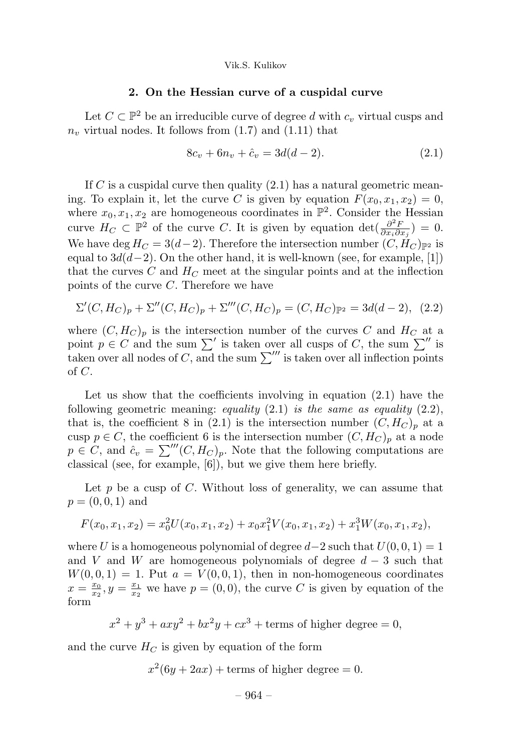## 2. On the Hessian curve of a cuspidal curve

Let $C \subset \mathbb{P}^2$ be an irreducible curve of degree $d$ with $c_v$ virtual cusps and $n_v$ virtual nodes. It follows from (1.7) and (1.11) that

$$8c_v + 6n_v + \hat{c}_v = 3d(d-2). \tag{2.1}$$

If $C$ is a cuspidal curve then quality (2.1) has a natural geometric meaning. To explain it, let the curve $C$ is given by equation $F(x_0, x_1, x_2) = 0$, where $x_0, x_1, x_2$ are homogeneous coordinates in $\mathbb{P}^2$. Consider the Hessian curve $H_C \subset \mathbb{P}^2$ of the curve $C$. It is given by equation $\det(\frac{\partial^2 F}{\partial x_i \partial x_j}) = 0$. We have $\deg H_C = 3(d-2)$. Therefore the intersection number $(C, H_C)_{\mathbb{P}^2}$ is equal to $3d(d-2)$. On the other hand, it is well-known (see, for example, [1]) that the curves $C$ and $H_C$ meet at the singular points and at the inflection points of the curve $C$. Therefore we have

$$\Sigma'(C, H_C)_p + \Sigma''(C, H_C)_p + \Sigma'''(C, H_C)_p = (C, H_C)_{\mathbb{P}^2} = 3d(d-2), \tag{2.2}$$

where $(C, H_C)_p$ is the intersection number of the curves $C$ and $H_C$ at a point $p \in C$ and the sum $\sum'$ is taken over all cusps of $C$, the sum $\sum''$ is taken over all nodes of $C$, and the sum $\sum'''$ is taken over all inflection points of $C$.

Let us show that the coefficients involving in equation (2.1) have the following geometric meaning: *equality* (2.1) *is the same as equality* (2.2), that is, the coefficient 8 in (2.1) is the intersection number $(C, H_C)_p$ at a cusp $p \in C$, the coefficient 6 is the intersection number $(C, H_C)_p$ at a node $p \in C$, and $\hat{c}_v = \sum'''(C, H_C)_p$. Note that the following computations are classical (see, for example, [6]), but we give them here briefly.

Let $p$ be a cusp of $C$. Without loss of generality, we can assume that $p = (0, 0, 1)$ and

$$F(x_0, x_1, x_2) = x_0^2 U(x_0, x_1, x_2) + x_0 x_1^2 V(x_0, x_1, x_2) + x_1^3 W(x_0, x_1, x_2),$$

where $U$ is a homogeneous polynomial of degree $d-2$ such that $U(0, 0, 1) = 1$ and $V$ and $W$ are homogeneous polynomials of degree $d-3$ such that $W(0, 0, 1) = 1$. Put $a = V(0, 0, 1)$, then in non-homogeneous coordinates $x = \frac{x_0}{x_2}, y = \frac{x_1}{x_2}$ we have $p = (0, 0)$, the curve $C$ is given by equation of the form

$$x^2 + y^3 + axy^2 + bx^2y + cx^3 + \text{terms of higher degree} = 0,$$

and the curve $H_C$ is given by equation of the form

$$x^2(6y + 2ax) + \text{terms of higher degree} = 0.$$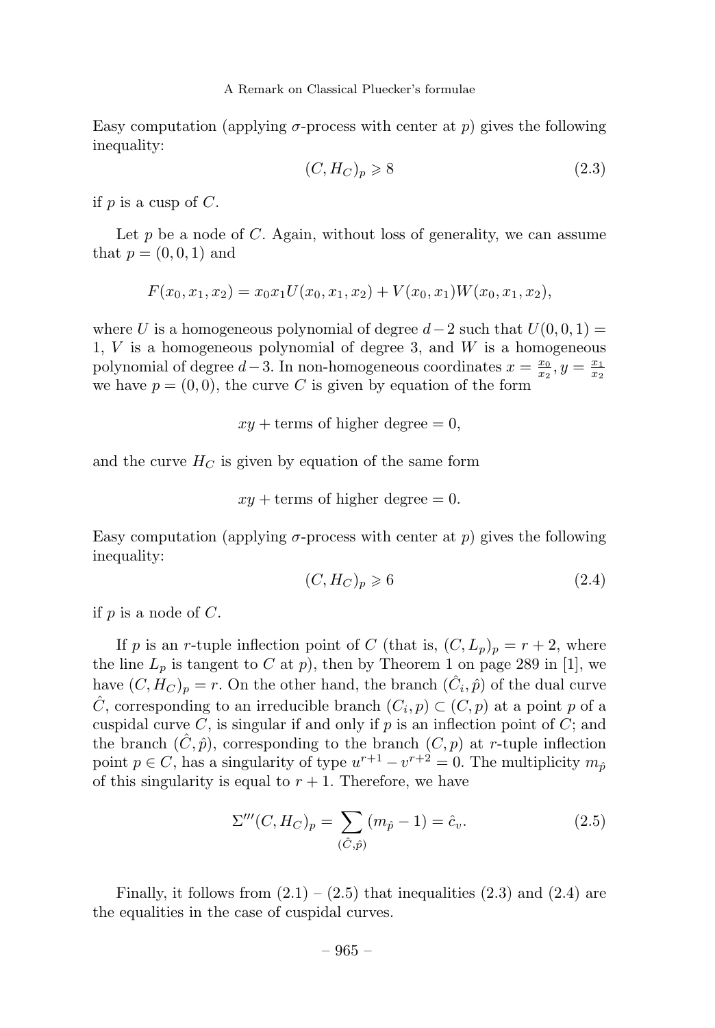Easy computation (applying $\sigma$-process with center at $p$) gives the following inequality:

$$(C, H_C)_p \geqslant 8 \tag{2.3}$$

if $p$ is a cusp of $C$.

Let $p$ be a node of $C$. Again, without loss of generality, we can assume that $p = (0, 0, 1)$ and

$$F(x_0, x_1, x_2) = x_0 x_1 U(x_0, x_1, x_2) + V(x_0, x_1) W(x_0, x_1, x_2),$$

where $U$ is a homogeneous polynomial of degree $d-2$ such that $U(0, 0, 1) = 1$, $V$ is a homogeneous polynomial of degree 3, and $W$ is a homogeneous polynomial of degree $d-3$. In non-homogeneous coordinates $x = \frac{x_0}{x_2}, y = \frac{x_1}{x_2}$ we have $p = (0, 0)$, the curve $C$ is given by equation of the form

$$xy + \text{terms of higher degree} = 0,$$

and the curve $H_C$ is given by equation of the same form

$$xy + \text{terms of higher degree} = 0.$$

Easy computation (applying $\sigma$-process with center at $p$) gives the following inequality:

$$(C, H_C)_p \geqslant 6 \tag{2.4}$$

if $p$ is a node of $C$.

If $p$ is an $r$-tuple inflection point of $C$ (that is, $(C, L_p)_p = r + 2$, where the line $L_p$ is tangent to $C$ at $p$), then by Theorem 1 on page 289 in [1], we have $(C, H_C)_p = r$. On the other hand, the branch $(\hat{C}_i, \hat{p})$ of the dual curve $\hat{C}$, corresponding to an irreducible branch $(C_i, p) \subset (C, p)$ at a point $p$ of a cuspidal curve $C$, is singular if and only if $p$ is an inflection point of $C$; and the branch $(\hat{C}, \hat{p})$, corresponding to the branch $(C, p)$ at $r$-tuple inflection point $p \in C$, has a singularity of type $u^{r+1} - v^{r+2} = 0$. The multiplicity $m_{\hat{p}}$ of this singularity is equal to $r + 1$. Therefore, we have

$$\Sigma'''(C, H_C)_p = \sum_{(\hat{C}, \hat{p})} (m_{\hat{p}} - 1) = \hat{c}_v. \tag{2.5}$$

Finally, it follows from (2.1) – (2.5) that inequalities (2.3) and (2.4) are the equalities in the case of cuspidal curves.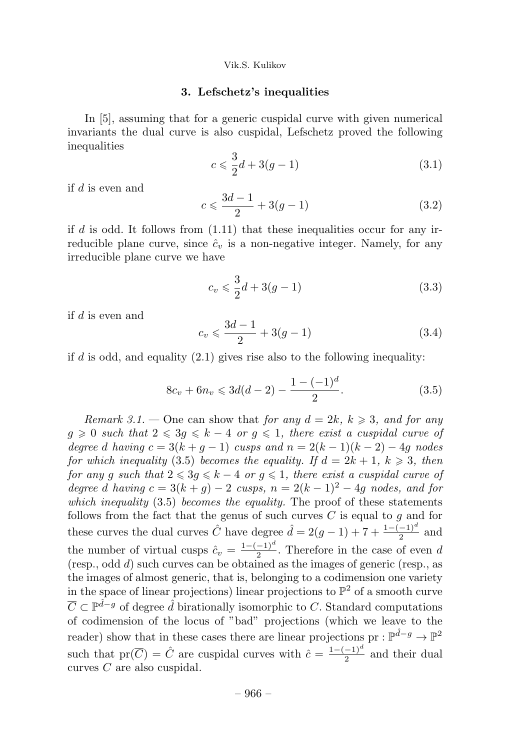## 3. Lefschetz's inequalities

In [5], assuming that for a generic cuspidal curve with given numerical invariants the dual curve is also cuspidal, Lefschetz proved the following inequalities

$$c \leqslant \frac{3}{2}d + 3(g-1) \tag{3.1}$$

if $d$ is even and

$$c \leqslant \frac{3d-1}{2} + 3(g-1) \tag{3.2}$$

if $d$ is odd. It follows from (1.11) that these inequalities occur for any irreducible plane curve, since $\hat{c}_v$ is a non-negative integer. Namely, for any irreducible plane curve we have

$$c_v \leqslant \frac{3}{2}d + 3(g-1) \tag{3.3}$$

if $d$ is even and

$$c_v \leqslant \frac{3d-1}{2} + 3(g-1) \tag{3.4}$$

if $d$ is odd, and equality (2.1) gives rise also to the following inequality:

$$8c_v + 6n_v \leqslant 3d(d-2) - \frac{1-(-1)^d}{2}. \tag{3.5}$$

*Remark 3.1.* — One can show that *for any $d = 2k$, $k \geqslant 3$, and for any $g \geqslant 0$ such that $2 \leqslant 3g \leqslant k-4$ or $g \leqslant 1$, there exist a cuspidal curve of degree $d$ having $c = 3(k+g-1)$ cusps and $n = 2(k-1)(k-2) - 4g$ nodes for which inequality* (3.5) *becomes the equality. If $d = 2k+1$, $k \geqslant 3$, then for any $g$ such that $2 \leqslant 3g \leqslant k-4$ or $g \leqslant 1$, there exist a cuspidal curve of degree $d$ having $c = 3(k+g) - 2$ cusps, $n = 2(k-1)^2 - 4g$ nodes, and for which inequality* (3.5) *becomes the equality.* The proof of these statements follows from the fact that the genus of such curves $C$ is equal to $g$ and for these curves the dual curves $\hat{C}$ have degree $\hat{d} = 2(g-1) + 7 + \frac{1-(-1)^d}{2}$ and the number of virtual cusps $\hat{c}_v = \frac{1-(-1)^d}{2}$. Therefore in the case of even $d$ (resp., odd $d$) such curves can be obtained as the images of generic (resp., as the images of almost generic, that is, belonging to a codimension one variety in the space of linear projections) linear projections to $\mathbb{P}^2$ of a smooth curve $\overline{C} \subset \mathbb{P}^{\hat{d}-g}$ of degree $\hat{d}$ birationally isomorphic to $C$. Standard computations of codimension of the locus of "bad" projections (which we leave to the reader) show that in these cases there are linear projections $\mathrm{pr} : \mathbb{P}^{\hat{d}-g} \to \mathbb{P}^2$ such that $\mathrm{pr}(\overline{C}) = \hat{C}$ are cuspidal curves with $\hat{c} = \frac{1-(-1)^d}{2}$ and their dual curves $C$ are also cuspidal.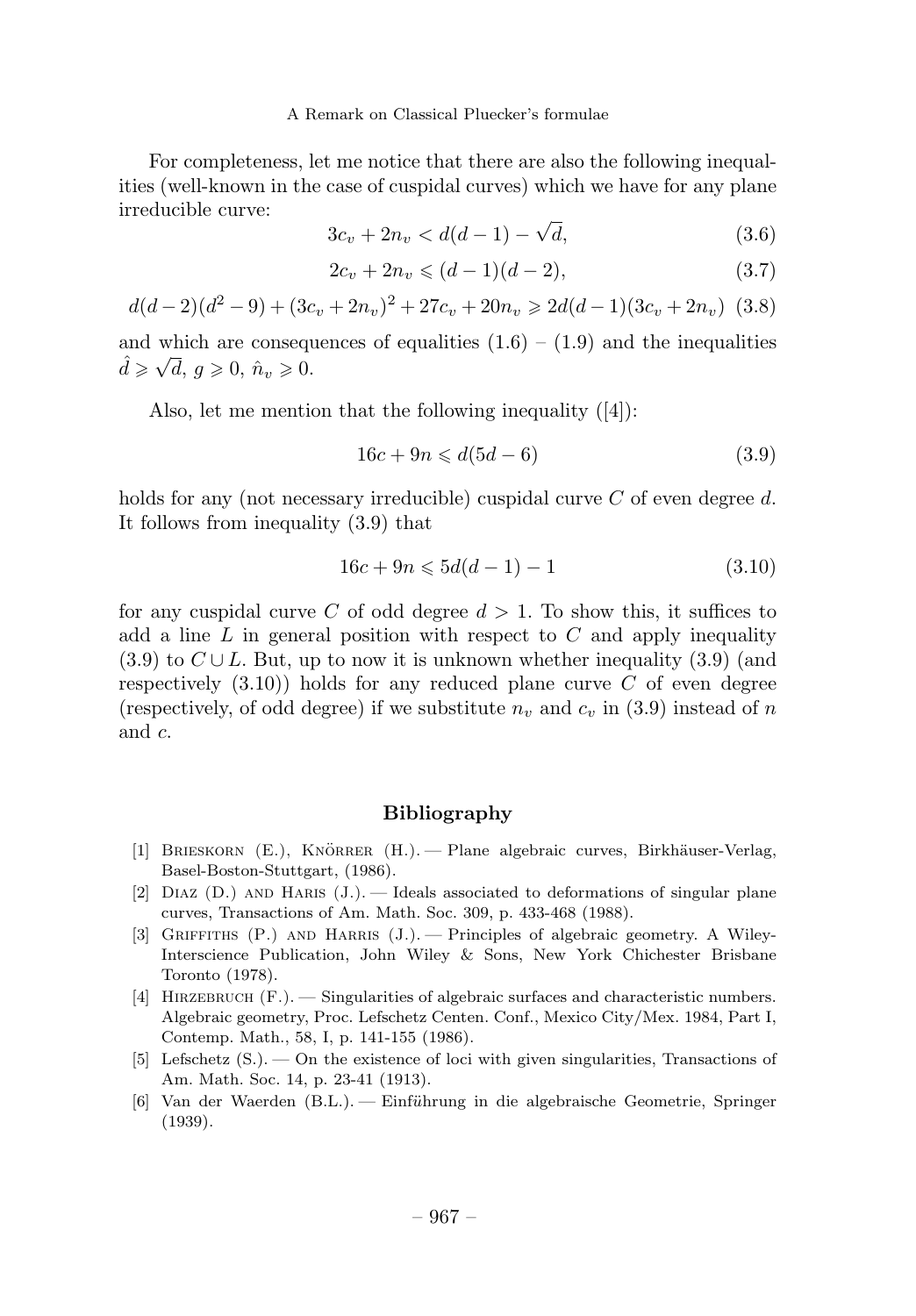For completeness, let me notice that there are also the following inequalities (well-known in the case of cuspidal curves) which we have for any plane irreducible curve:

$$3c_v + 2n_v < d(d-1) - \sqrt{d}, \tag{3.6}$$

$$2c_v + 2n_v \leqslant (d-1)(d-2), \tag{3.7}$$

$$d(d-2)(d^2-9) + (3c_v + 2n_v)^2 + 27c_v + 20n_v \geqslant 2d(d-1)(3c_v + 2n_v) \tag{3.8}$$

and which are consequences of equalities (1.6) – (1.9) and the inequalities $\hat{d} \geqslant \sqrt{d}$, $g \geqslant 0$, $\hat{n}_v \geqslant 0$.

Also, let me mention that the following inequality ([4]):

$$16c + 9n \leqslant d(5d-6) \tag{3.9}$$

holds for any (not necessary irreducible) cuspidal curve $C$ of even degree $d$. It follows from inequality (3.9) that

$$16c + 9n \leqslant 5d(d-1) - 1 \tag{3.10}$$

for any cuspidal curve $C$ of odd degree $d > 1$. To show this, it suffices to add a line $L$ in general position with respect to $C$ and apply inequality (3.9) to $C \cup L$. But, up to now it is unknown whether inequality (3.9) (and respectively (3.10)) holds for any reduced plane curve $C$ of even degree (respectively, of odd degree) if we substitute $n_v$ and $c_v$ in (3.9) instead of $n$ and $c$.

## Bibliography

[1] Brieskorn (E.), Knörrer (H.). — Plane algebraic curves, Birkhäuser-Verlag, Basel-Boston-Stuttgart, (1986).

[2] Diaz (D.) and Haris (J.). — Ideals associated to deformations of singular plane curves, Transactions of Am. Math. Soc. 309, p. 433-468 (1988).

[3] Griffiths (P.) and Harris (J.). — Principles of algebraic geometry. A Wiley-Interscience Publication, John Wiley & Sons, New York Chichester Brisbane Toronto (1978).

[4] Hirzebruch (F.). — Singularities of algebraic surfaces and characteristic numbers. Algebraic geometry, Proc. Lefschetz Centen. Conf., Mexico City/Mex. 1984, Part I, Contemp. Math., 58, I, p. 141-155 (1986).

[5] Lefschetz (S.). — On the existence of loci with given singularities, Transactions of Am. Math. Soc. 14, p. 23-41 (1913).

[6] Van der Waerden (B.L.). — Einführung in die algebraische Geometrie, Springer (1939).